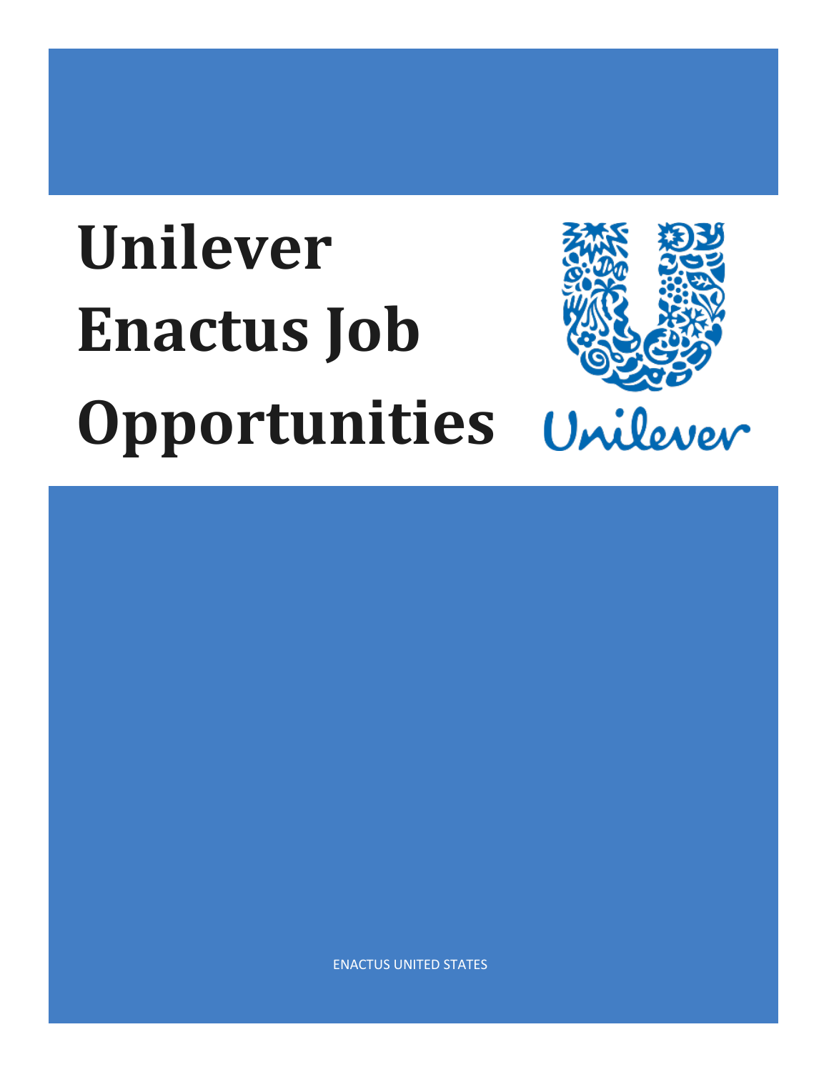# Unilever Enactus Job Opportunities

Unilever

ENACTUS UNITED STATES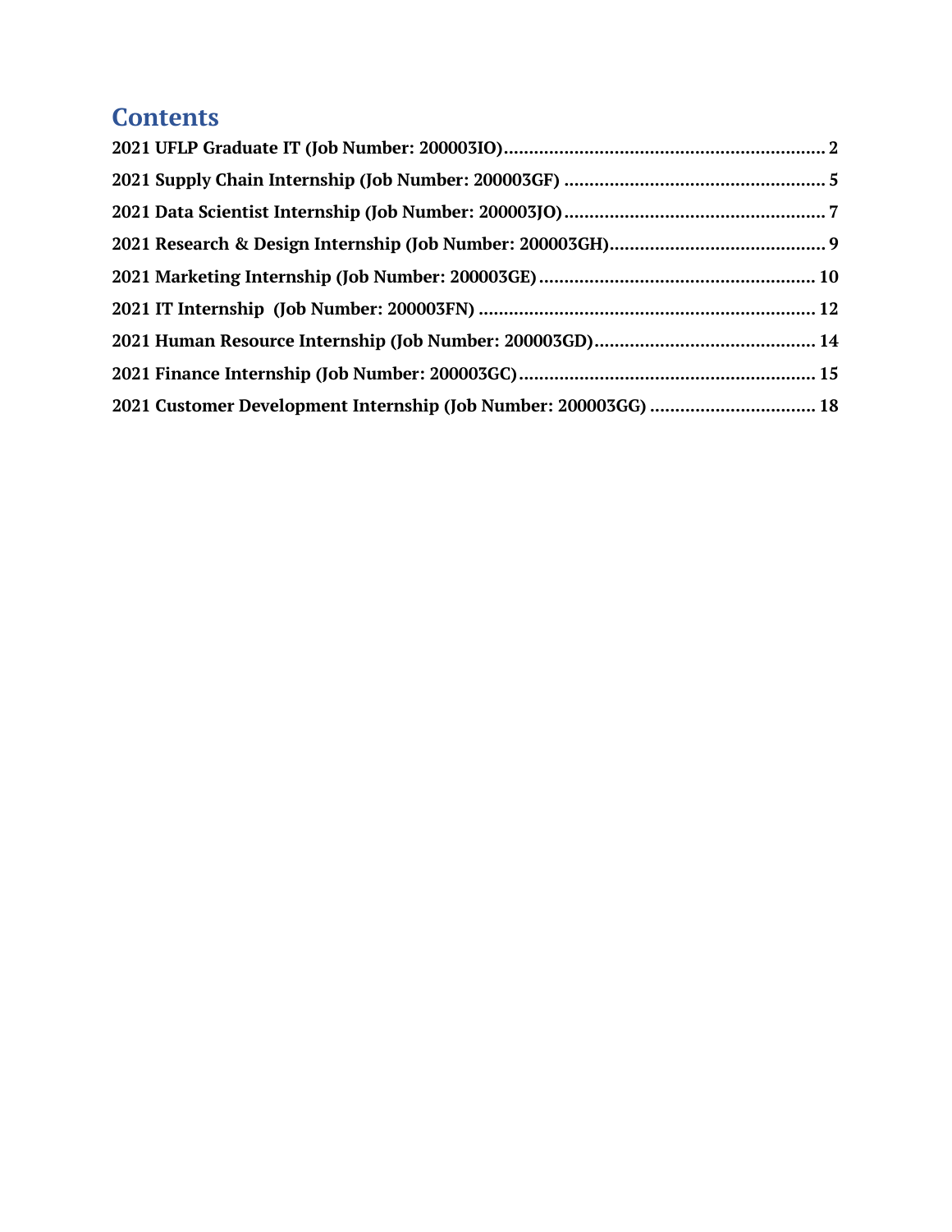# Contents

**2021 UFLP Graduate IT (Job Number: 200003IO)** ........................................................ 2

**2021 Supply Chain Internship (Job Number: 200003GF)** ............................................ 5

**2021 Data Scientist Internship (Job Number: 200003JO)** ............................................ 7

**2021 Research & Design Internship (Job Number: 200003GH)** .................................... 9

**2021 Marketing Internship (Job Number: 200003GE)** ................................................ 10

**2021 IT Internship (Job Number: 200003FN)** ............................................................ 12

**2021 Human Resource Internship (Job Number: 200003GD)** ...................................... 14

**2021 Finance Internship (Job Number: 200003GC)** ................................................... 15

**2021 Customer Development Internship (Job Number: 200003GG)** ............................ 18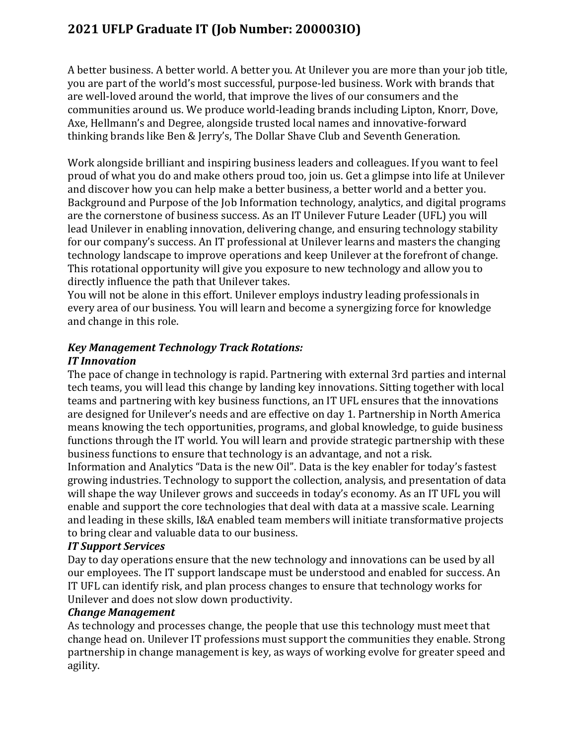## 2021 UFLP Graduate IT (Job Number: 200003IO)

A better business. A better world. A better you. At Unilever you are more than your job title, you are part of the world's most successful, purpose-led business. Work with brands that are well-loved around the world, that improve the lives of our consumers and the communities around us. We produce world-leading brands including Lipton, Knorr, Dove, Axe, Hellmann's and Degree, alongside trusted local names and innovative-forward thinking brands like Ben & Jerry's, The Dollar Shave Club and Seventh Generation.

Work alongside brilliant and inspiring business leaders and colleagues. If you want to feel proud of what you do and make others proud too, join us. Get a glimpse into life at Unilever and discover how you can help make a better business, a better world and a better you. Background and Purpose of the Job Information technology, analytics, and digital programs are the cornerstone of business success. As an IT Unilever Future Leader (UFL) you will lead Unilever in enabling innovation, delivering change, and ensuring technology stability for our company's success. An IT professional at Unilever learns and masters the changing technology landscape to improve operations and keep Unilever at the forefront of change. This rotational opportunity will give you exposure to new technology and allow you to directly influence the path that Unilever takes.
You will not be alone in this effort. Unilever employs industry leading professionals in every area of our business. You will learn and become a synergizing force for knowledge and change in this role.

***Key Management Technology Track Rotations:***
***IT Innovation***
The pace of change in technology is rapid. Partnering with external 3rd parties and internal tech teams, you will lead this change by landing key innovations. Sitting together with local teams and partnering with key business functions, an IT UFL ensures that the innovations are designed for Unilever's needs and are effective on day 1. Partnership in North America means knowing the tech opportunities, programs, and global knowledge, to guide business functions through the IT world. You will learn and provide strategic partnership with these business functions to ensure that technology is an advantage, and not a risk.
Information and Analytics "Data is the new Oil". Data is the key enabler for today's fastest growing industries. Technology to support the collection, analysis, and presentation of data will shape the way Unilever grows and succeeds in today's economy. As an IT UFL you will enable and support the core technologies that deal with data at a massive scale. Learning and leading in these skills, I&A enabled team members will initiate transformative projects to bring clear and valuable data to our business.
***IT Support Services***
Day to day operations ensure that the new technology and innovations can be used by all our employees. The IT support landscape must be understood and enabled for success. An IT UFL can identify risk, and plan process changes to ensure that technology works for Unilever and does not slow down productivity.
***Change Management***
As technology and processes change, the people that use this technology must meet that change head on. Unilever IT professions must support the communities they enable. Strong partnership in change management is key, as ways of working evolve for greater speed and agility.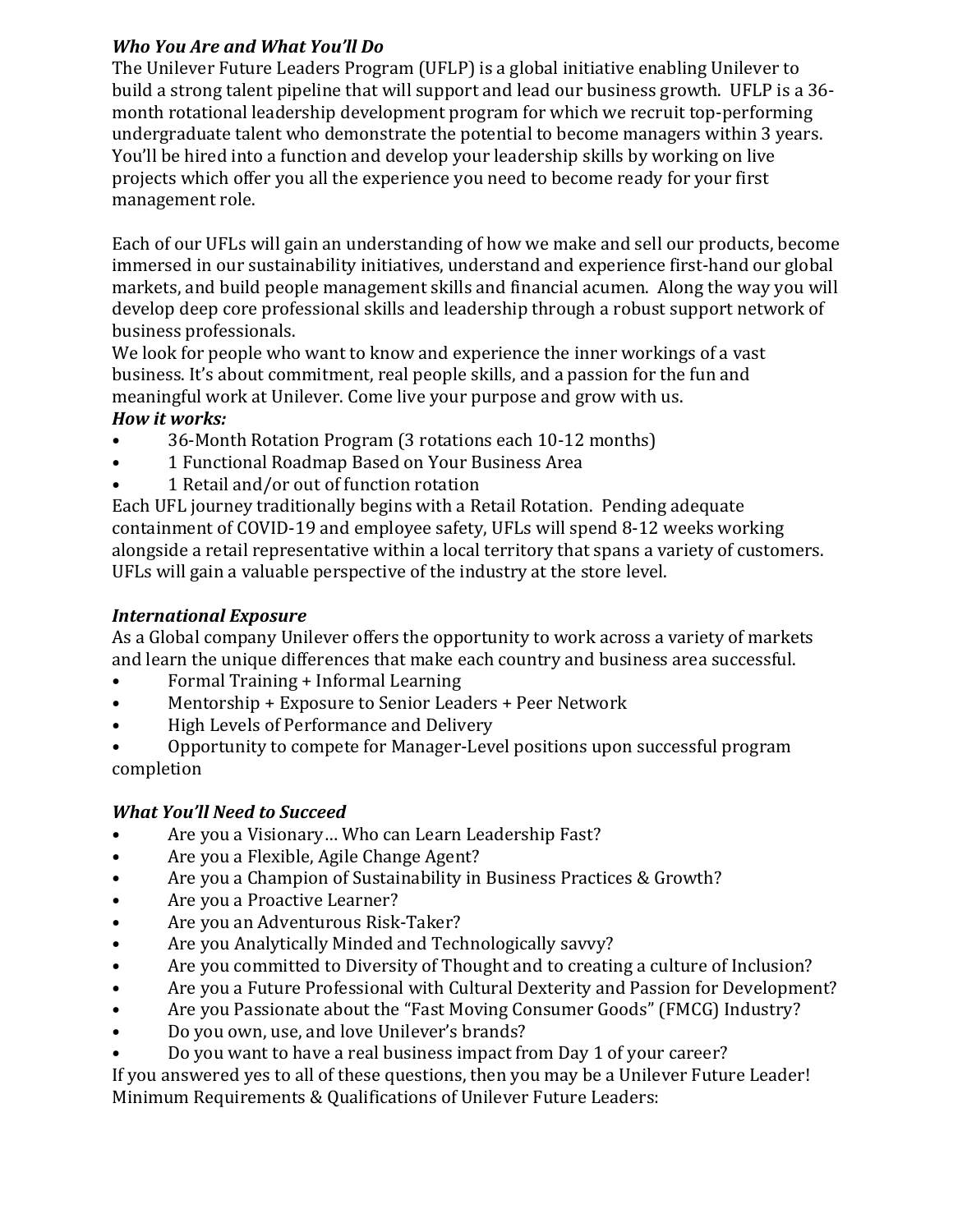### *Who You Are and What You'll Do*

The Unilever Future Leaders Program (UFLP) is a global initiative enabling Unilever to build a strong talent pipeline that will support and lead our business growth. UFLP is a 36-month rotational leadership development program for which we recruit top-performing undergraduate talent who demonstrate the potential to become managers within 3 years. You'll be hired into a function and develop your leadership skills by working on live projects which offer you all the experience you need to become ready for your first management role.

Each of our UFLs will gain an understanding of how we make and sell our products, become immersed in our sustainability initiatives, understand and experience first-hand our global markets, and build people management skills and financial acumen. Along the way you will develop deep core professional skills and leadership through a robust support network of business professionals.

We look for people who want to know and experience the inner workings of a vast business. It's about commitment, real people skills, and a passion for the fun and meaningful work at Unilever. Come live your purpose and grow with us.

### *How it works:*

- 36-Month Rotation Program (3 rotations each 10-12 months)
- 1 Functional Roadmap Based on Your Business Area
- 1 Retail and/or out of function rotation

Each UFL journey traditionally begins with a Retail Rotation. Pending adequate containment of COVID-19 and employee safety, UFLs will spend 8-12 weeks working alongside a retail representative within a local territory that spans a variety of customers. UFLs will gain a valuable perspective of the industry at the store level.

### *International Exposure*

As a Global company Unilever offers the opportunity to work across a variety of markets and learn the unique differences that make each country and business area successful.

- Formal Training + Informal Learning
- Mentorship + Exposure to Senior Leaders + Peer Network
- High Levels of Performance and Delivery
- Opportunity to compete for Manager-Level positions upon successful program completion

### *What You'll Need to Succeed*

- Are you a Visionary… Who can Learn Leadership Fast?
- Are you a Flexible, Agile Change Agent?
- Are you a Champion of Sustainability in Business Practices & Growth?
- Are you a Proactive Learner?
- Are you an Adventurous Risk-Taker?
- Are you Analytically Minded and Technologically savvy?
- Are you committed to Diversity of Thought and to creating a culture of Inclusion?
- Are you a Future Professional with Cultural Dexterity and Passion for Development?
- Are you Passionate about the "Fast Moving Consumer Goods" (FMCG) Industry?
- Do you own, use, and love Unilever's brands?
- Do you want to have a real business impact from Day 1 of your career?

If you answered yes to all of these questions, then you may be a Unilever Future Leader!

Minimum Requirements & Qualifications of Unilever Future Leaders: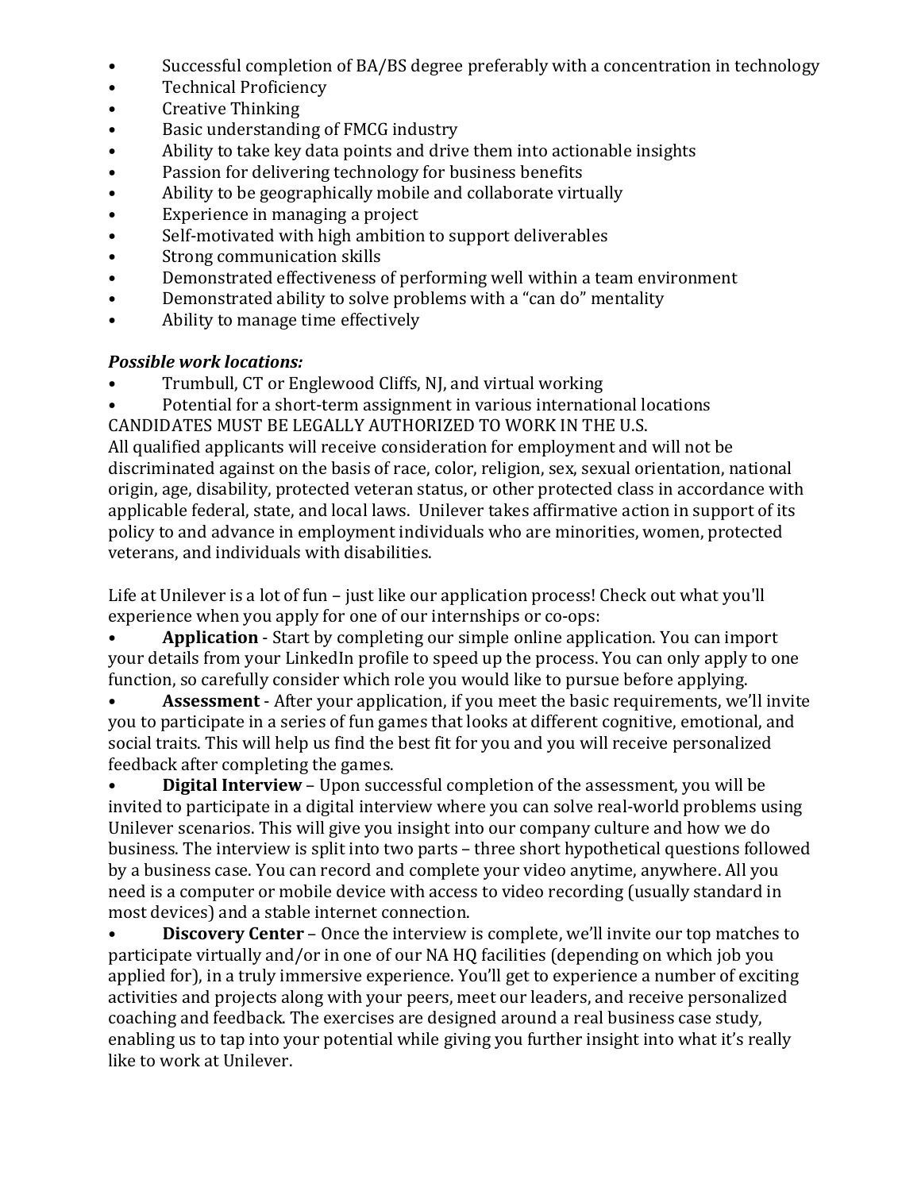- Successful completion of BA/BS degree preferably with a concentration in technology
- Technical Proficiency
- Creative Thinking
- Basic understanding of FMCG industry
- Ability to take key data points and drive them into actionable insights
- Passion for delivering technology for business benefits
- Ability to be geographically mobile and collaborate virtually
- Experience in managing a project
- Self-motivated with high ambition to support deliverables
- Strong communication skills
- Demonstrated effectiveness of performing well within a team environment
- Demonstrated ability to solve problems with a "can do" mentality
- Ability to manage time effectively

***Possible work locations:***

- Trumbull, CT or Englewood Cliffs, NJ, and virtual working
- Potential for a short-term assignment in various international locations

CANDIDATES MUST BE LEGALLY AUTHORIZED TO WORK IN THE U.S.
All qualified applicants will receive consideration for employment and will not be discriminated against on the basis of race, color, religion, sex, sexual orientation, national origin, age, disability, protected veteran status, or other protected class in accordance with applicable federal, state, and local laws. Unilever takes affirmative action in support of its policy to and advance in employment individuals who are minorities, women, protected veterans, and individuals with disabilities.

Life at Unilever is a lot of fun – just like our application process! Check out what you'll experience when you apply for one of our internships or co-ops:

- **Application** - Start by completing our simple online application. You can import your details from your LinkedIn profile to speed up the process. You can only apply to one function, so carefully consider which role you would like to pursue before applying.
- **Assessment** - After your application, if you meet the basic requirements, we'll invite you to participate in a series of fun games that looks at different cognitive, emotional, and social traits. This will help us find the best fit for you and you will receive personalized feedback after completing the games.
- **Digital Interview** – Upon successful completion of the assessment, you will be invited to participate in a digital interview where you can solve real-world problems using Unilever scenarios. This will give you insight into our company culture and how we do business. The interview is split into two parts – three short hypothetical questions followed by a business case. You can record and complete your video anytime, anywhere. All you need is a computer or mobile device with access to video recording (usually standard in most devices) and a stable internet connection.
- **Discovery Center** – Once the interview is complete, we'll invite our top matches to participate virtually and/or in one of our NA HQ facilities (depending on which job you applied for), in a truly immersive experience. You'll get to experience a number of exciting activities and projects along with your peers, meet our leaders, and receive personalized coaching and feedback. The exercises are designed around a real business case study, enabling us to tap into your potential while giving you further insight into what it's really like to work at Unilever.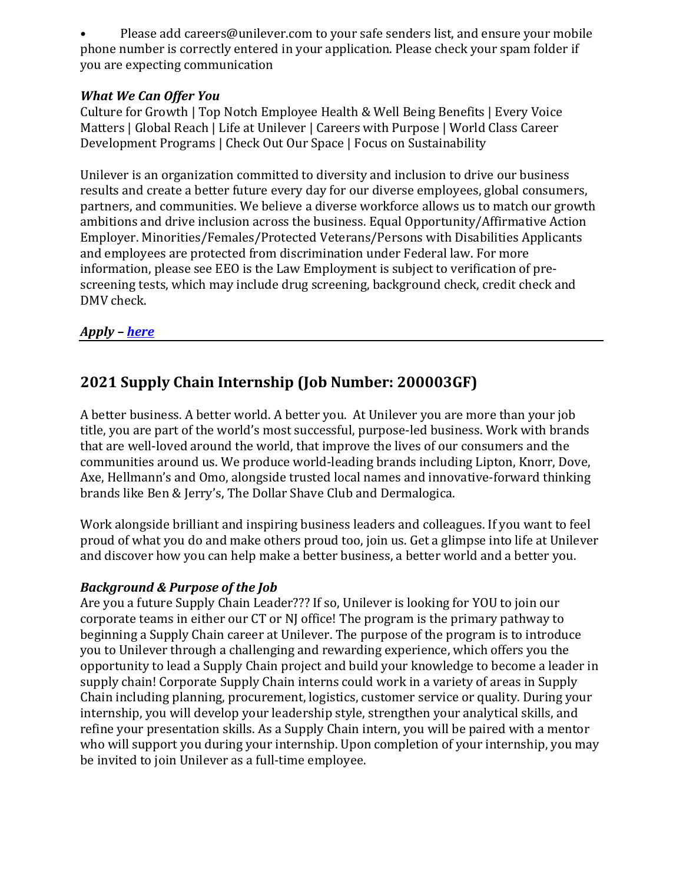- Please add careers@unilever.com to your safe senders list, and ensure your mobile phone number is correctly entered in your application. Please check your spam folder if you are expecting communication

***What We Can Offer You***

Culture for Growth | Top Notch Employee Health & Well Being Benefits | Every Voice Matters | Global Reach | Life at Unilever | Careers with Purpose | World Class Career Development Programs | Check Out Our Space | Focus on Sustainability

Unilever is an organization committed to diversity and inclusion to drive our business results and create a better future every day for our diverse employees, global consumers, partners, and communities. We believe a diverse workforce allows us to match our growth ambitions and drive inclusion across the business. Equal Opportunity/Affirmative Action Employer. Minorities/Females/Protected Veterans/Persons with Disabilities Applicants and employees are protected from discrimination under Federal law. For more information, please see EEO is the Law Employment is subject to verification of pre-screening tests, which may include drug screening, background check, credit check and DMV check.

***Apply – [here]()***

---

## 2021 Supply Chain Internship (Job Number: 200003GF)

A better business. A better world. A better you. At Unilever you are more than your job title, you are part of the world's most successful, purpose-led business. Work with brands that are well-loved around the world, that improve the lives of our consumers and the communities around us. We produce world-leading brands including Lipton, Knorr, Dove, Axe, Hellmann's and Omo, alongside trusted local names and innovative-forward thinking brands like Ben & Jerry's, The Dollar Shave Club and Dermalogica.

Work alongside brilliant and inspiring business leaders and colleagues. If you want to feel proud of what you do and make others proud too, join us. Get a glimpse into life at Unilever and discover how you can help make a better business, a better world and a better you.

***Background & Purpose of the Job***

Are you a future Supply Chain Leader??? If so, Unilever is looking for YOU to join our corporate teams in either our CT or NJ office! The program is the primary pathway to beginning a Supply Chain career at Unilever. The purpose of the program is to introduce you to Unilever through a challenging and rewarding experience, which offers you the opportunity to lead a Supply Chain project and build your knowledge to become a leader in supply chain! Corporate Supply Chain interns could work in a variety of areas in Supply Chain including planning, procurement, logistics, customer service or quality. During your internship, you will develop your leadership style, strengthen your analytical skills, and refine your presentation skills. As a Supply Chain intern, you will be paired with a mentor who will support you during your internship. Upon completion of your internship, you may be invited to join Unilever as a full-time employee.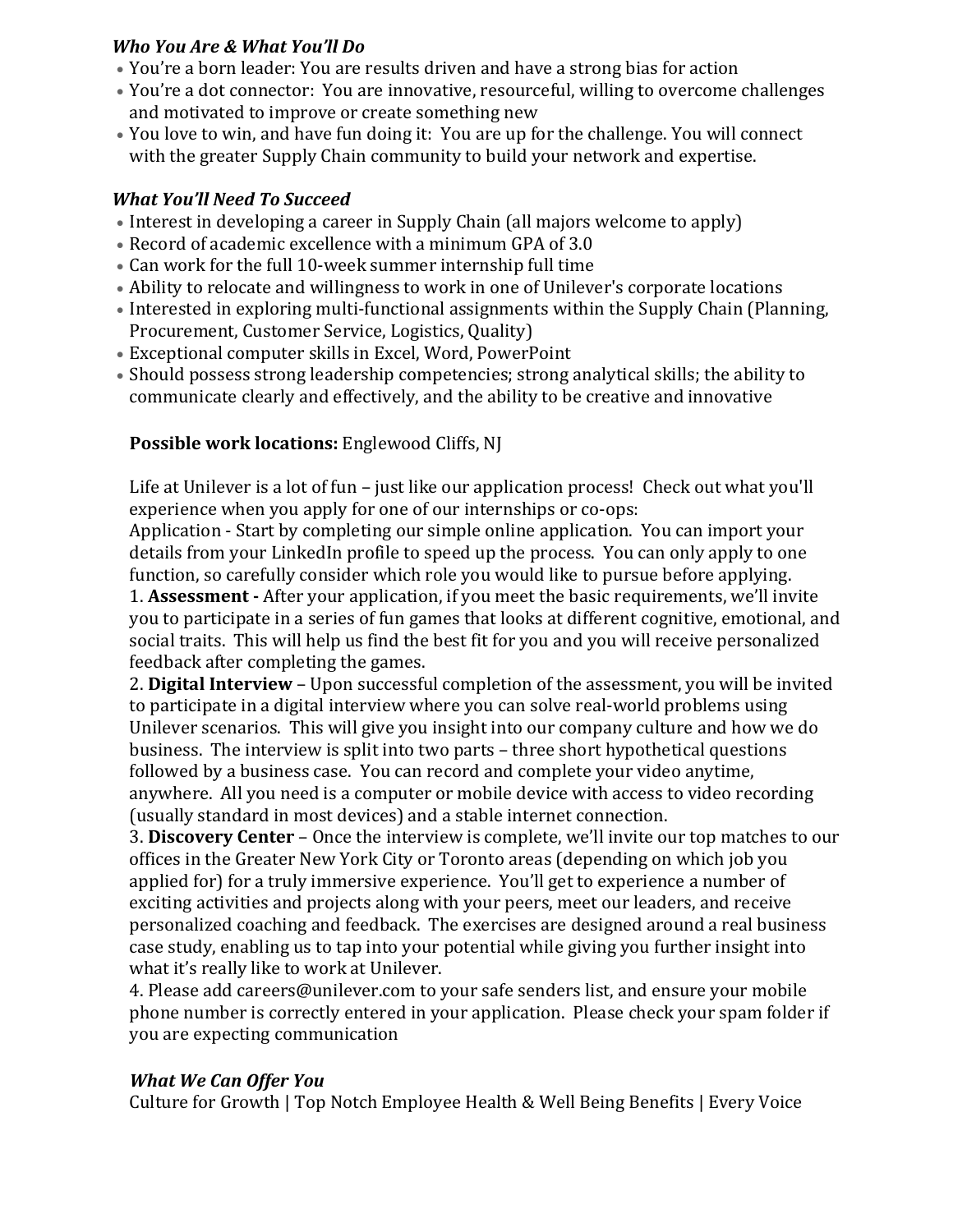***Who You Are & What You'll Do***

- You're a born leader: You are results driven and have a strong bias for action
- You're a dot connector: You are innovative, resourceful, willing to overcome challenges and motivated to improve or create something new
- You love to win, and have fun doing it: You are up for the challenge. You will connect with the greater Supply Chain community to build your network and expertise.

***What You'll Need To Succeed***

- Interest in developing a career in Supply Chain (all majors welcome to apply)
- Record of academic excellence with a minimum GPA of 3.0
- Can work for the full 10-week summer internship full time
- Ability to relocate and willingness to work in one of Unilever's corporate locations
- Interested in exploring multi-functional assignments within the Supply Chain (Planning, Procurement, Customer Service, Logistics, Quality)
- Exceptional computer skills in Excel, Word, PowerPoint
- Should possess strong leadership competencies; strong analytical skills; the ability to communicate clearly and effectively, and the ability to be creative and innovative

**Possible work locations:** Englewood Cliffs, NJ

Life at Unilever is a lot of fun – just like our application process! Check out what you'll experience when you apply for one of our internships or co-ops:

Application - Start by completing our simple online application. You can import your details from your LinkedIn profile to speed up the process. You can only apply to one function, so carefully consider which role you would like to pursue before applying.

1. **Assessment -** After your application, if you meet the basic requirements, we'll invite you to participate in a series of fun games that looks at different cognitive, emotional, and social traits. This will help us find the best fit for you and you will receive personalized feedback after completing the games.
2. **Digital Interview** – Upon successful completion of the assessment, you will be invited to participate in a digital interview where you can solve real-world problems using Unilever scenarios. This will give you insight into our company culture and how we do business. The interview is split into two parts – three short hypothetical questions followed by a business case. You can record and complete your video anytime, anywhere. All you need is a computer or mobile device with access to video recording (usually standard in most devices) and a stable internet connection.
3. **Discovery Center** – Once the interview is complete, we'll invite our top matches to our offices in the Greater New York City or Toronto areas (depending on which job you applied for) for a truly immersive experience. You'll get to experience a number of exciting activities and projects along with your peers, meet our leaders, and receive personalized coaching and feedback. The exercises are designed around a real business case study, enabling us to tap into your potential while giving you further insight into what it's really like to work at Unilever.
4. Please add careers@unilever.com to your safe senders list, and ensure your mobile phone number is correctly entered in your application. Please check your spam folder if you are expecting communication

***What We Can Offer You***

Culture for Growth | Top Notch Employee Health & Well Being Benefits | Every Voice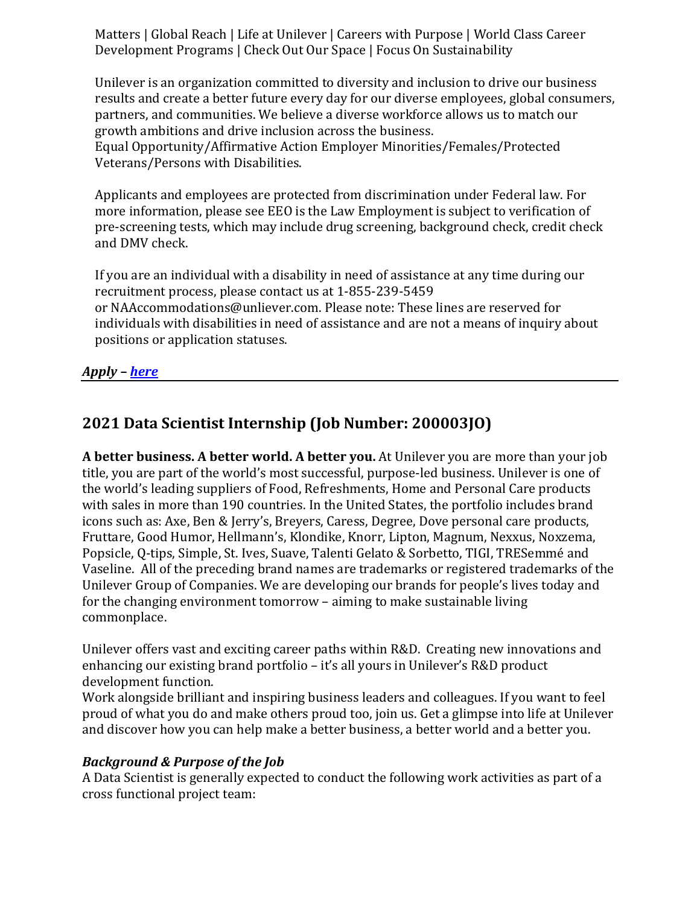Matters | Global Reach | Life at Unilever | Careers with Purpose | World Class Career Development Programs | Check Out Our Space | Focus On Sustainability

Unilever is an organization committed to diversity and inclusion to drive our business results and create a better future every day for our diverse employees, global consumers, partners, and communities. We believe a diverse workforce allows us to match our growth ambitions and drive inclusion across the business.
Equal Opportunity/Affirmative Action Employer Minorities/Females/Protected Veterans/Persons with Disabilities.

Applicants and employees are protected from discrimination under Federal law. For more information, please see EEO is the Law Employment is subject to verification of pre-screening tests, which may include drug screening, background check, credit check and DMV check.

If you are an individual with a disability in need of assistance at any time during our recruitment process, please contact us at 1-855-239-5459 or NAAccommodations@unliever.com. Please note: These lines are reserved for individuals with disabilities in need of assistance and are not a means of inquiry about positions or application statuses.

***Apply – here***

## 2021 Data Scientist Internship (Job Number: 200003JO)

**A better business. A better world. A better you.** At Unilever you are more than your job title, you are part of the world's most successful, purpose-led business. Unilever is one of the world's leading suppliers of Food, Refreshments, Home and Personal Care products with sales in more than 190 countries. In the United States, the portfolio includes brand icons such as: Axe, Ben & Jerry's, Breyers, Caress, Degree, Dove personal care products, Fruttare, Good Humor, Hellmann's, Klondike, Knorr, Lipton, Magnum, Nexxus, Noxzema, Popsicle, Q-tips, Simple, St. Ives, Suave, Talenti Gelato & Sorbetto, TIGI, TRESemmé and Vaseline. All of the preceding brand names are trademarks or registered trademarks of the Unilever Group of Companies. We are developing our brands for people's lives today and for the changing environment tomorrow – aiming to make sustainable living commonplace.

Unilever offers vast and exciting career paths within R&D. Creating new innovations and enhancing our existing brand portfolio – it's all yours in Unilever's R&D product development function.
Work alongside brilliant and inspiring business leaders and colleagues. If you want to feel proud of what you do and make others proud too, join us. Get a glimpse into life at Unilever and discover how you can help make a better business, a better world and a better you.

***Background & Purpose of the Job***
A Data Scientist is generally expected to conduct the following work activities as part of a cross functional project team: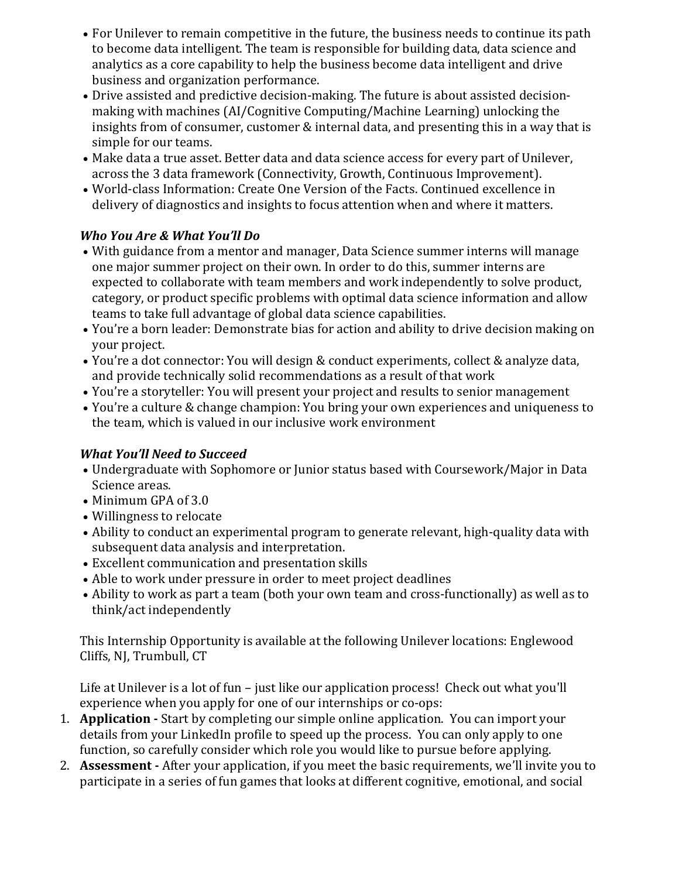- For Unilever to remain competitive in the future, the business needs to continue its path to become data intelligent. The team is responsible for building data, data science and analytics as a core capability to help the business become data intelligent and drive business and organization performance.
- Drive assisted and predictive decision-making. The future is about assisted decision-making with machines (AI/Cognitive Computing/Machine Learning) unlocking the insights from of consumer, customer & internal data, and presenting this in a way that is simple for our teams.
- Make data a true asset. Better data and data science access for every part of Unilever, across the 3 data framework (Connectivity, Growth, Continuous Improvement).
- World-class Information: Create One Version of the Facts. Continued excellence in delivery of diagnostics and insights to focus attention when and where it matters.

***Who You Are & What You'll Do***

- With guidance from a mentor and manager, Data Science summer interns will manage one major summer project on their own. In order to do this, summer interns are expected to collaborate with team members and work independently to solve product, category, or product specific problems with optimal data science information and allow teams to take full advantage of global data science capabilities.
- You're a born leader: Demonstrate bias for action and ability to drive decision making on your project.
- You're a dot connector: You will design & conduct experiments, collect & analyze data, and provide technically solid recommendations as a result of that work
- You're a storyteller: You will present your project and results to senior management
- You're a culture & change champion: You bring your own experiences and uniqueness to the team, which is valued in our inclusive work environment

***What You'll Need to Succeed***

- Undergraduate with Sophomore or Junior status based with Coursework/Major in Data Science areas.
- Minimum GPA of 3.0
- Willingness to relocate
- Ability to conduct an experimental program to generate relevant, high-quality data with subsequent data analysis and interpretation.
- Excellent communication and presentation skills
- Able to work under pressure in order to meet project deadlines
- Ability to work as part a team (both your own team and cross-functionally) as well as to think/act independently

This Internship Opportunity is available at the following Unilever locations: Englewood Cliffs, NJ, Trumbull, CT

Life at Unilever is a lot of fun – just like our application process! Check out what you'll experience when you apply for one of our internships or co-ops:

1. **Application -** Start by completing our simple online application. You can import your details from your LinkedIn profile to speed up the process. You can only apply to one function, so carefully consider which role you would like to pursue before applying.
2. **Assessment -** After your application, if you meet the basic requirements, we'll invite you to participate in a series of fun games that looks at different cognitive, emotional, and social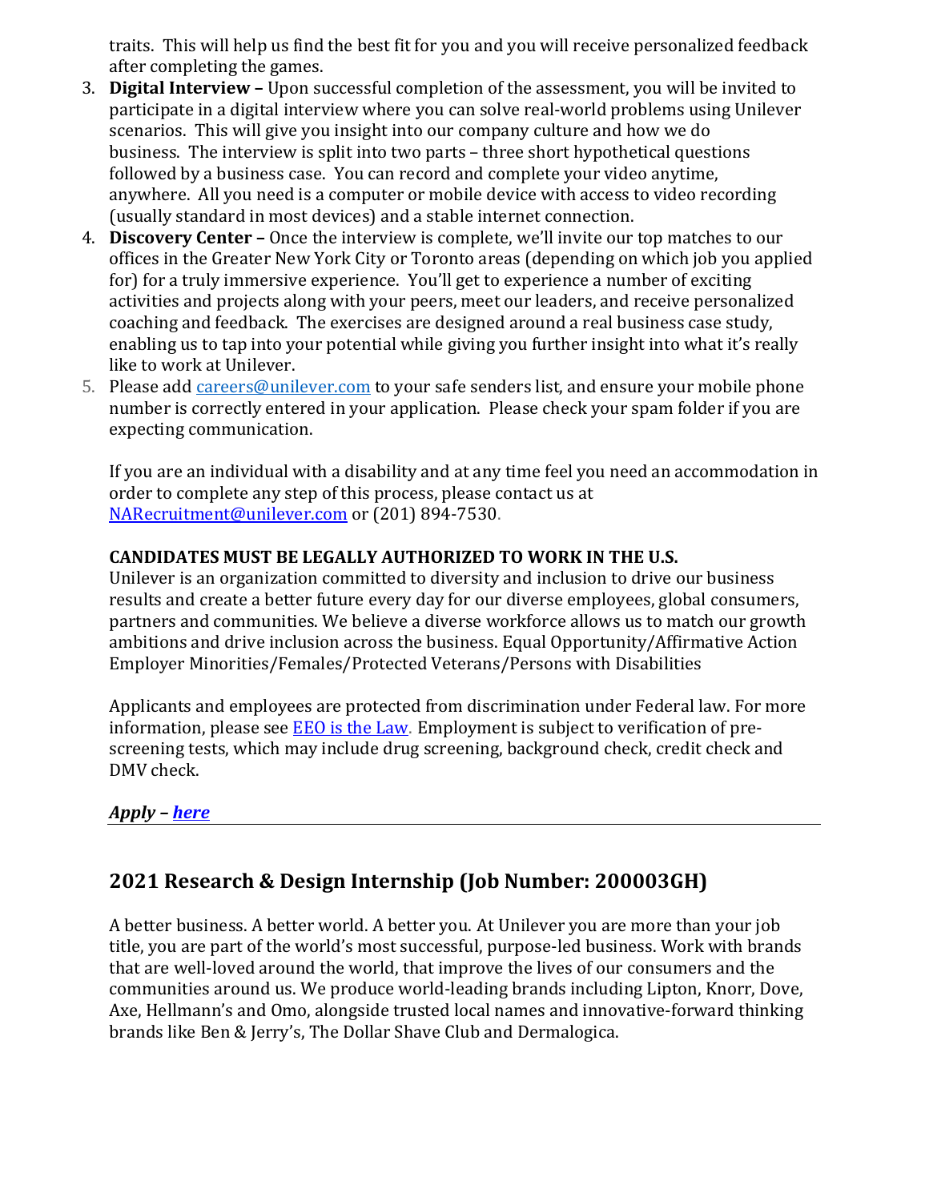traits. This will help us find the best fit for you and you will receive personalized feedback after completing the games.

3. **Digital Interview –** Upon successful completion of the assessment, you will be invited to participate in a digital interview where you can solve real-world problems using Unilever scenarios. This will give you insight into our company culture and how we do business. The interview is split into two parts – three short hypothetical questions followed by a business case. You can record and complete your video anytime, anywhere. All you need is a computer or mobile device with access to video recording (usually standard in most devices) and a stable internet connection.
4. **Discovery Center –** Once the interview is complete, we'll invite our top matches to our offices in the Greater New York City or Toronto areas (depending on which job you applied for) for a truly immersive experience. You'll get to experience a number of exciting activities and projects along with your peers, meet our leaders, and receive personalized coaching and feedback. The exercises are designed around a real business case study, enabling us to tap into your potential while giving you further insight into what it's really like to work at Unilever.
5. Please add careers@unilever.com to your safe senders list, and ensure your mobile phone number is correctly entered in your application. Please check your spam folder if you are expecting communication.

If you are an individual with a disability and at any time feel you need an accommodation in order to complete any step of this process, please contact us at NARecruitment@unilever.com or (201) 894-7530.

**CANDIDATES MUST BE LEGALLY AUTHORIZED TO WORK IN THE U.S.**
Unilever is an organization committed to diversity and inclusion to drive our business results and create a better future every day for our diverse employees, global consumers, partners and communities. We believe a diverse workforce allows us to match our growth ambitions and drive inclusion across the business. Equal Opportunity/Affirmative Action Employer Minorities/Females/Protected Veterans/Persons with Disabilities

Applicants and employees are protected from discrimination under Federal law. For more information, please see EEO is the Law. Employment is subject to verification of pre-screening tests, which may include drug screening, background check, credit check and DMV check.

***Apply – here***

## 2021 Research & Design Internship (Job Number: 200003GH)

A better business. A better world. A better you. At Unilever you are more than your job title, you are part of the world's most successful, purpose-led business. Work with brands that are well-loved around the world, that improve the lives of our consumers and the communities around us. We produce world-leading brands including Lipton, Knorr, Dove, Axe, Hellmann's and Omo, alongside trusted local names and innovative-forward thinking brands like Ben & Jerry's, The Dollar Shave Club and Dermalogica.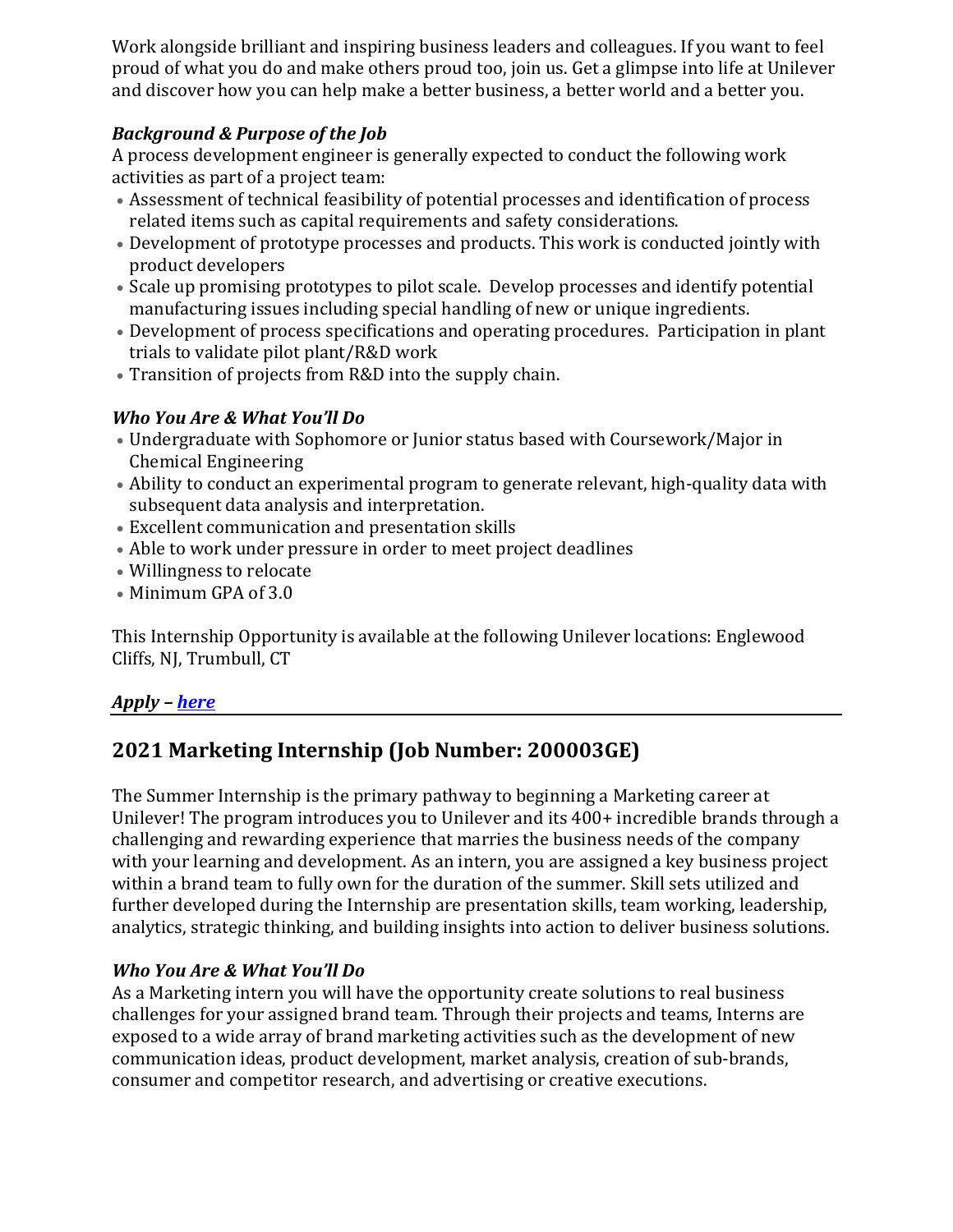Work alongside brilliant and inspiring business leaders and colleagues. If you want to feel proud of what you do and make others proud too, join us. Get a glimpse into life at Unilever and discover how you can help make a better business, a better world and a better you.

***Background & Purpose of the Job***

A process development engineer is generally expected to conduct the following work activities as part of a project team:

- Assessment of technical feasibility of potential processes and identification of process related items such as capital requirements and safety considerations.
- Development of prototype processes and products. This work is conducted jointly with product developers
- Scale up promising prototypes to pilot scale. Develop processes and identify potential manufacturing issues including special handling of new or unique ingredients.
- Development of process specifications and operating procedures. Participation in plant trials to validate pilot plant/R&D work
- Transition of projects from R&D into the supply chain.

***Who You Are & What You'll Do***

- Undergraduate with Sophomore or Junior status based with Coursework/Major in Chemical Engineering
- Ability to conduct an experimental program to generate relevant, high-quality data with subsequent data analysis and interpretation.
- Excellent communication and presentation skills
- Able to work under pressure in order to meet project deadlines
- Willingness to relocate
- Minimum GPA of 3.0

This Internship Opportunity is available at the following Unilever locations: Englewood Cliffs, NJ, Trumbull, CT

***Apply – [here]()***

## 2021 Marketing Internship (Job Number: 200003GE)

The Summer Internship is the primary pathway to beginning a Marketing career at Unilever! The program introduces you to Unilever and its 400+ incredible brands through a challenging and rewarding experience that marries the business needs of the company with your learning and development. As an intern, you are assigned a key business project within a brand team to fully own for the duration of the summer. Skill sets utilized and further developed during the Internship are presentation skills, team working, leadership, analytics, strategic thinking, and building insights into action to deliver business solutions.

***Who You Are & What You'll Do***

As a Marketing intern you will have the opportunity create solutions to real business challenges for your assigned brand team. Through their projects and teams, Interns are exposed to a wide array of brand marketing activities such as the development of new communication ideas, product development, market analysis, creation of sub-brands, consumer and competitor research, and advertising or creative executions.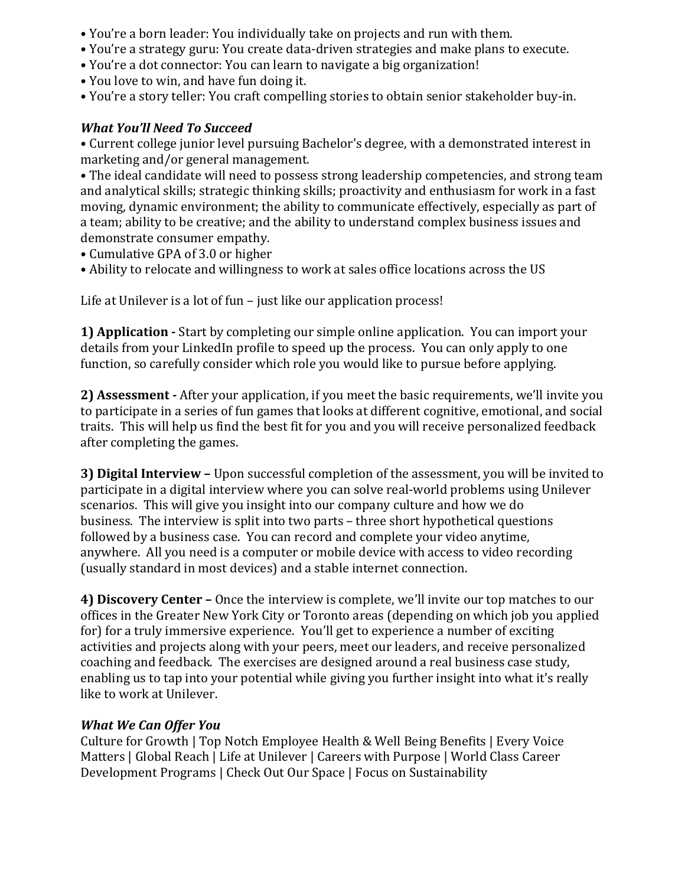- You're a born leader: You individually take on projects and run with them.
- You're a strategy guru: You create data-driven strategies and make plans to execute.
- You're a dot connector: You can learn to navigate a big organization!
- You love to win, and have fun doing it.
- You're a story teller: You craft compelling stories to obtain senior stakeholder buy-in.

***What You'll Need To Succeed***

- Current college junior level pursuing Bachelor's degree, with a demonstrated interest in marketing and/or general management.
- The ideal candidate will need to possess strong leadership competencies, and strong team and analytical skills; strategic thinking skills; proactivity and enthusiasm for work in a fast moving, dynamic environment; the ability to communicate effectively, especially as part of a team; ability to be creative; and the ability to understand complex business issues and demonstrate consumer empathy.
- Cumulative GPA of 3.0 or higher
- Ability to relocate and willingness to work at sales office locations across the US

Life at Unilever is a lot of fun – just like our application process!

**1) Application -** Start by completing our simple online application. You can import your details from your LinkedIn profile to speed up the process. You can only apply to one function, so carefully consider which role you would like to pursue before applying.

**2) Assessment -** After your application, if you meet the basic requirements, we'll invite you to participate in a series of fun games that looks at different cognitive, emotional, and social traits. This will help us find the best fit for you and you will receive personalized feedback after completing the games.

**3) Digital Interview –** Upon successful completion of the assessment, you will be invited to participate in a digital interview where you can solve real-world problems using Unilever scenarios. This will give you insight into our company culture and how we do business. The interview is split into two parts – three short hypothetical questions followed by a business case. You can record and complete your video anytime, anywhere. All you need is a computer or mobile device with access to video recording (usually standard in most devices) and a stable internet connection.

**4) Discovery Center –** Once the interview is complete, we'll invite our top matches to our offices in the Greater New York City or Toronto areas (depending on which job you applied for) for a truly immersive experience. You'll get to experience a number of exciting activities and projects along with your peers, meet our leaders, and receive personalized coaching and feedback. The exercises are designed around a real business case study, enabling us to tap into your potential while giving you further insight into what it's really like to work at Unilever.

***What We Can Offer You***

Culture for Growth | Top Notch Employee Health & Well Being Benefits | Every Voice Matters | Global Reach | Life at Unilever | Careers with Purpose | World Class Career Development Programs | Check Out Our Space | Focus on Sustainability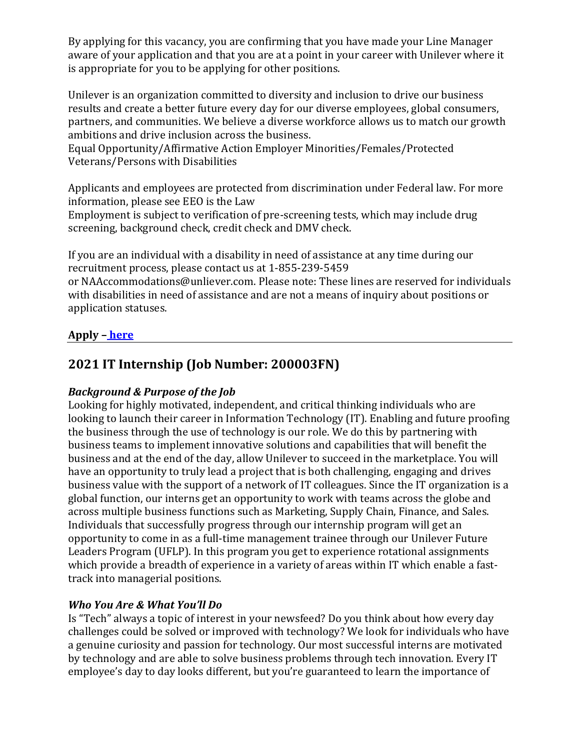By applying for this vacancy, you are confirming that you have made your Line Manager aware of your application and that you are at a point in your career with Unilever where it is appropriate for you to be applying for other positions.

Unilever is an organization committed to diversity and inclusion to drive our business results and create a better future every day for our diverse employees, global consumers, partners, and communities. We believe a diverse workforce allows us to match our growth ambitions and drive inclusion across the business.
Equal Opportunity/Affirmative Action Employer Minorities/Females/Protected Veterans/Persons with Disabilities

Applicants and employees are protected from discrimination under Federal law. For more information, please see EEO is the Law
Employment is subject to verification of pre-screening tests, which may include drug screening, background check, credit check and DMV check.

If you are an individual with a disability in need of assistance at any time during our recruitment process, please contact us at 1-855-239-5459 or NAAccommodations@unliever.com. Please note: These lines are reserved for individuals with disabilities in need of assistance and are not a means of inquiry about positions or application statuses.

**Apply – here**

---

## 2021 IT Internship (Job Number: 200003FN)

***Background & Purpose of the Job***
Looking for highly motivated, independent, and critical thinking individuals who are looking to launch their career in Information Technology (IT). Enabling and future proofing the business through the use of technology is our role. We do this by partnering with business teams to implement innovative solutions and capabilities that will benefit the business and at the end of the day, allow Unilever to succeed in the marketplace. You will have an opportunity to truly lead a project that is both challenging, engaging and drives business value with the support of a network of IT colleagues. Since the IT organization is a global function, our interns get an opportunity to work with teams across the globe and across multiple business functions such as Marketing, Supply Chain, Finance, and Sales. Individuals that successfully progress through our internship program will get an opportunity to come in as a full-time management trainee through our Unilever Future Leaders Program (UFLP). In this program you get to experience rotational assignments which provide a breadth of experience in a variety of areas within IT which enable a fast-track into managerial positions.

***Who You Are & What You'll Do***
Is "Tech" always a topic of interest in your newsfeed? Do you think about how every day challenges could be solved or improved with technology? We look for individuals who have a genuine curiosity and passion for technology. Our most successful interns are motivated by technology and are able to solve business problems through tech innovation. Every IT employee's day to day looks different, but you're guaranteed to learn the importance of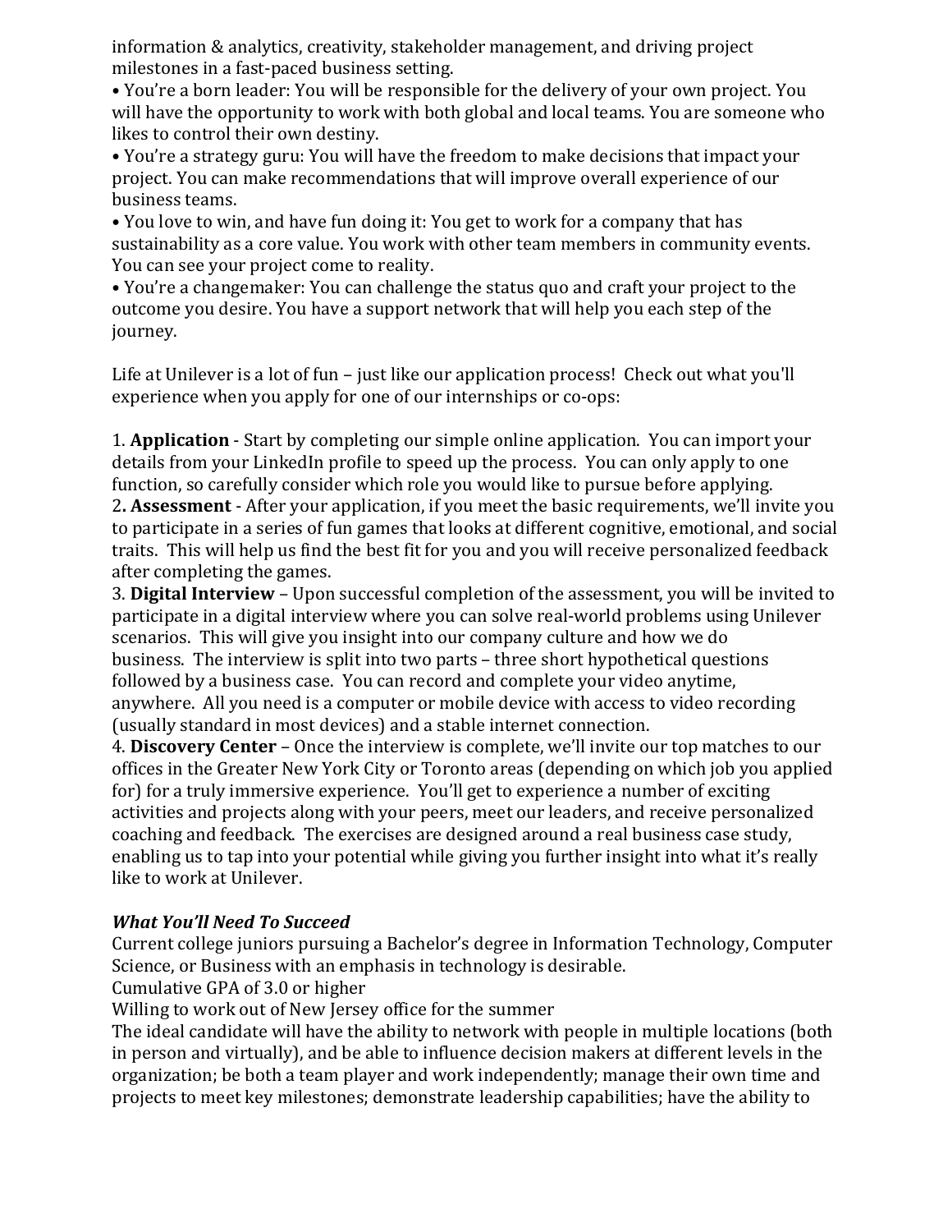information & analytics, creativity, stakeholder management, and driving project milestones in a fast-paced business setting.

• You're a born leader: You will be responsible for the delivery of your own project. You will have the opportunity to work with both global and local teams. You are someone who likes to control their own destiny.

• You're a strategy guru: You will have the freedom to make decisions that impact your project. You can make recommendations that will improve overall experience of our business teams.

• You love to win, and have fun doing it: You get to work for a company that has sustainability as a core value. You work with other team members in community events. You can see your project come to reality.

• You're a changemaker: You can challenge the status quo and craft your project to the outcome you desire. You have a support network that will help you each step of the journey.

Life at Unilever is a lot of fun – just like our application process! Check out what you'll experience when you apply for one of our internships or co-ops:

1. **Application** - Start by completing our simple online application. You can import your details from your LinkedIn profile to speed up the process. You can only apply to one function, so carefully consider which role you would like to pursue before applying.
2. **Assessment** - After your application, if you meet the basic requirements, we'll invite you to participate in a series of fun games that looks at different cognitive, emotional, and social traits. This will help us find the best fit for you and you will receive personalized feedback after completing the games.
3. **Digital Interview** – Upon successful completion of the assessment, you will be invited to participate in a digital interview where you can solve real-world problems using Unilever scenarios. This will give you insight into our company culture and how we do business. The interview is split into two parts – three short hypothetical questions followed by a business case. You can record and complete your video anytime, anywhere. All you need is a computer or mobile device with access to video recording (usually standard in most devices) and a stable internet connection.
4. **Discovery Center** – Once the interview is complete, we'll invite our top matches to our offices in the Greater New York City or Toronto areas (depending on which job you applied for) for a truly immersive experience. You'll get to experience a number of exciting activities and projects along with your peers, meet our leaders, and receive personalized coaching and feedback. The exercises are designed around a real business case study, enabling us to tap into your potential while giving you further insight into what it's really like to work at Unilever.

***What You'll Need To Succeed***

Current college juniors pursuing a Bachelor's degree in Information Technology, Computer Science, or Business with an emphasis in technology is desirable.

Cumulative GPA of 3.0 or higher

Willing to work out of New Jersey office for the summer

The ideal candidate will have the ability to network with people in multiple locations (both in person and virtually), and be able to influence decision makers at different levels in the organization; be both a team player and work independently; manage their own time and projects to meet key milestones; demonstrate leadership capabilities; have the ability to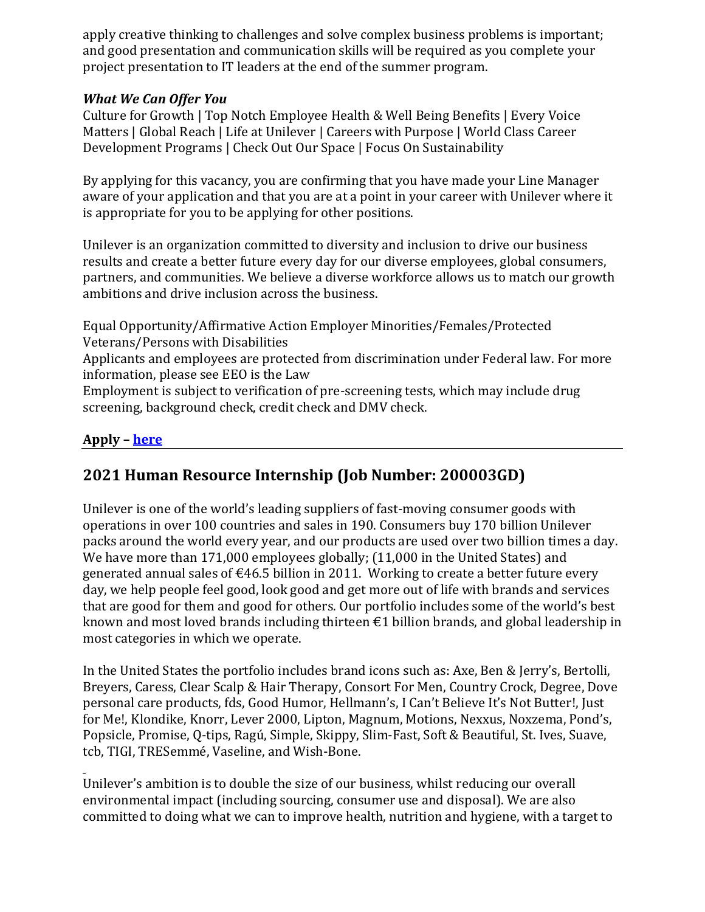apply creative thinking to challenges and solve complex business problems is important; and good presentation and communication skills will be required as you complete your project presentation to IT leaders at the end of the summer program.

***What We Can Offer You***

Culture for Growth | Top Notch Employee Health & Well Being Benefits | Every Voice Matters | Global Reach | Life at Unilever | Careers with Purpose | World Class Career Development Programs | Check Out Our Space | Focus On Sustainability

By applying for this vacancy, you are confirming that you have made your Line Manager aware of your application and that you are at a point in your career with Unilever where it is appropriate for you to be applying for other positions.

Unilever is an organization committed to diversity and inclusion to drive our business results and create a better future every day for our diverse employees, global consumers, partners, and communities. We believe a diverse workforce allows us to match our growth ambitions and drive inclusion across the business.

Equal Opportunity/Affirmative Action Employer Minorities/Females/Protected Veterans/Persons with Disabilities
Applicants and employees are protected from discrimination under Federal law. For more information, please see EEO is the Law
Employment is subject to verification of pre-screening tests, which may include drug screening, background check, credit check and DMV check.

**Apply – here**

## 2021 Human Resource Internship (Job Number: 200003GD)

Unilever is one of the world's leading suppliers of fast-moving consumer goods with operations in over 100 countries and sales in 190. Consumers buy 170 billion Unilever packs around the world every year, and our products are used over two billion times a day. We have more than 171,000 employees globally; (11,000 in the United States) and generated annual sales of €46.5 billion in 2011. Working to create a better future every day, we help people feel good, look good and get more out of life with brands and services that are good for them and good for others. Our portfolio includes some of the world's best known and most loved brands including thirteen €1 billion brands, and global leadership in most categories in which we operate.

In the United States the portfolio includes brand icons such as: Axe, Ben & Jerry's, Bertolli, Breyers, Caress, Clear Scalp & Hair Therapy, Consort For Men, Country Crock, Degree, Dove personal care products, fds, Good Humor, Hellmann's, I Can't Believe It's Not Butter!, Just for Me!, Klondike, Knorr, Lever 2000, Lipton, Magnum, Motions, Nexxus, Noxzema, Pond's, Popsicle, Promise, Q-tips, Ragú, Simple, Skippy, Slim-Fast, Soft & Beautiful, St. Ives, Suave, tcb, TIGI, TRESemmé, Vaseline, and Wish-Bone.

Unilever's ambition is to double the size of our business, whilst reducing our overall environmental impact (including sourcing, consumer use and disposal). We are also committed to doing what we can to improve health, nutrition and hygiene, with a target to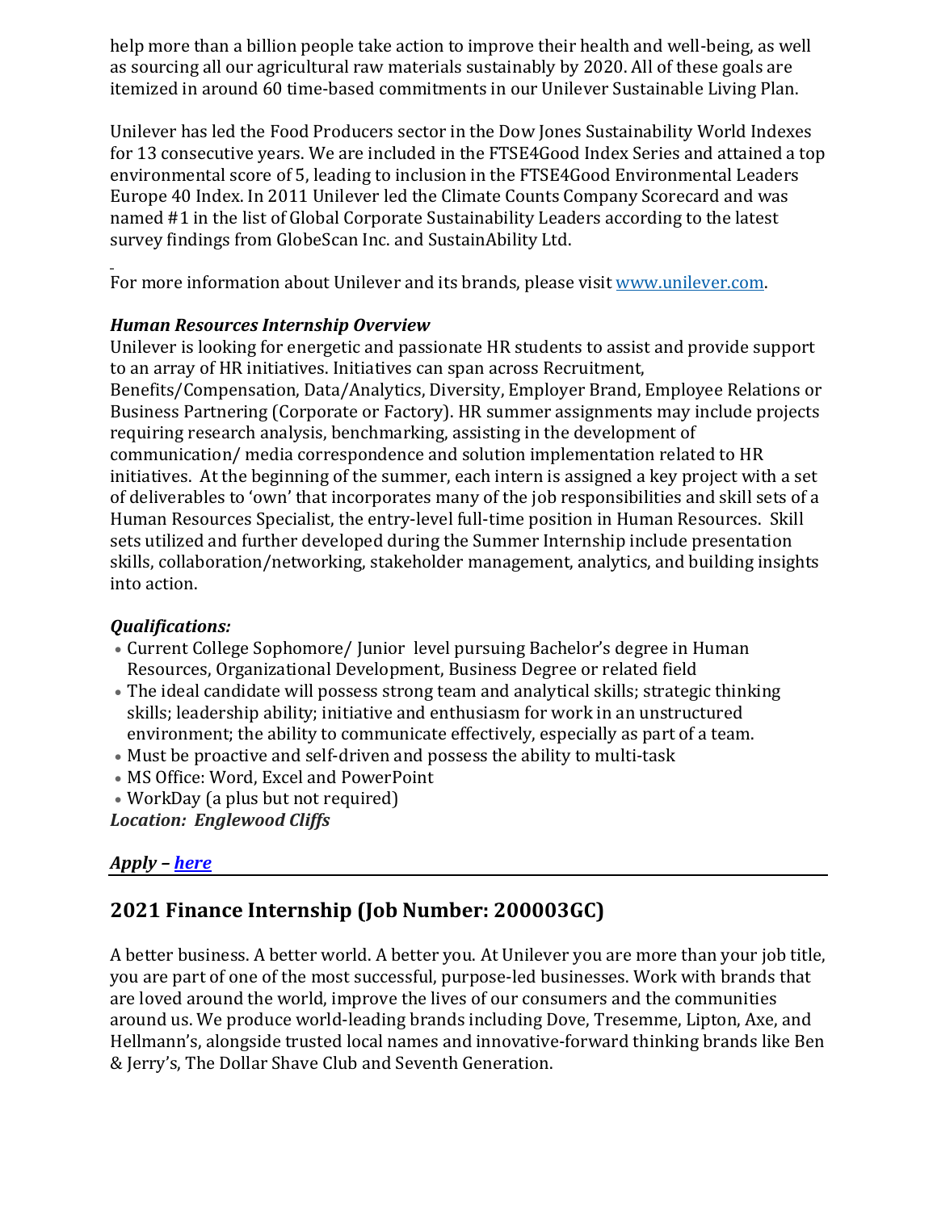help more than a billion people take action to improve their health and well-being, as well as sourcing all our agricultural raw materials sustainably by 2020. All of these goals are itemized in around 60 time-based commitments in our Unilever Sustainable Living Plan.

Unilever has led the Food Producers sector in the Dow Jones Sustainability World Indexes for 13 consecutive years. We are included in the FTSE4Good Index Series and attained a top environmental score of 5, leading to inclusion in the FTSE4Good Environmental Leaders Europe 40 Index. In 2011 Unilever led the Climate Counts Company Scorecard and was named #1 in the list of Global Corporate Sustainability Leaders according to the latest survey findings from GlobeScan Inc. and SustainAbility Ltd.

For more information about Unilever and its brands, please visit [www.unilever.com](www.unilever.com).

***Human Resources Internship Overview***

Unilever is looking for energetic and passionate HR students to assist and provide support to an array of HR initiatives. Initiatives can span across Recruitment, Benefits/Compensation, Data/Analytics, Diversity, Employer Brand, Employee Relations or Business Partnering (Corporate or Factory). HR summer assignments may include projects requiring research analysis, benchmarking, assisting in the development of communication/ media correspondence and solution implementation related to HR initiatives. At the beginning of the summer, each intern is assigned a key project with a set of deliverables to 'own' that incorporates many of the job responsibilities and skill sets of a Human Resources Specialist, the entry-level full-time position in Human Resources. Skill sets utilized and further developed during the Summer Internship include presentation skills, collaboration/networking, stakeholder management, analytics, and building insights into action.

***Qualifications:***

- Current College Sophomore/ Junior level pursuing Bachelor's degree in Human Resources, Organizational Development, Business Degree or related field
- The ideal candidate will possess strong team and analytical skills; strategic thinking skills; leadership ability; initiative and enthusiasm for work in an unstructured environment; the ability to communicate effectively, especially as part of a team.
- Must be proactive and self-driven and possess the ability to multi-task
- MS Office: Word, Excel and PowerPoint
- WorkDay (a plus but not required)

***Location: Englewood Cliffs***

***Apply – [here]()***

## 2021 Finance Internship (Job Number: 200003GC)

A better business. A better world. A better you. At Unilever you are more than your job title, you are part of one of the most successful, purpose-led businesses. Work with brands that are loved around the world, improve the lives of our consumers and the communities around us. We produce world-leading brands including Dove, Tresemme, Lipton, Axe, and Hellmann's, alongside trusted local names and innovative-forward thinking brands like Ben & Jerry's, The Dollar Shave Club and Seventh Generation.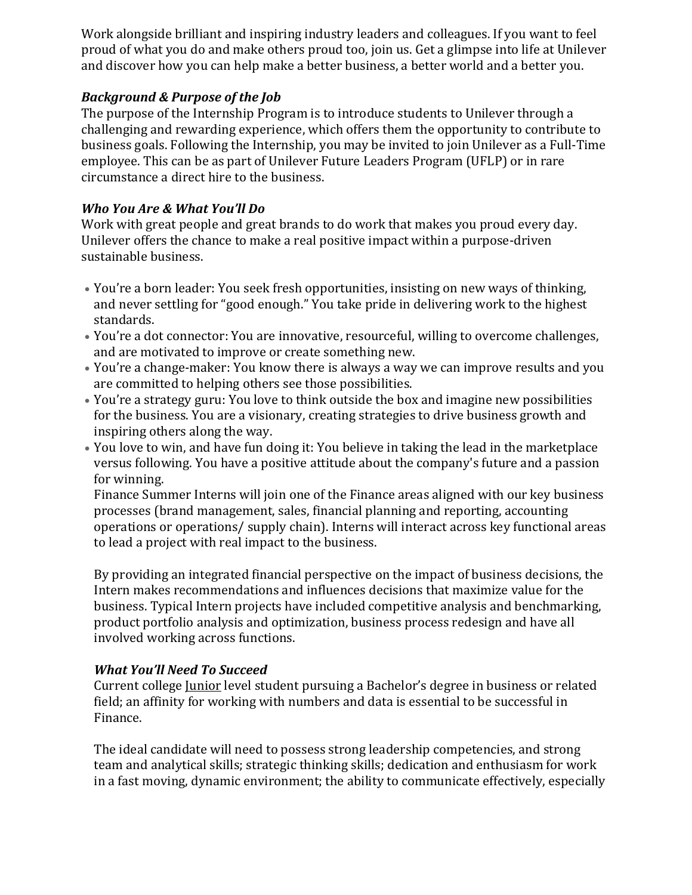Work alongside brilliant and inspiring industry leaders and colleagues. If you want to feel proud of what you do and make others proud too, join us. Get a glimpse into life at Unilever and discover how you can help make a better business, a better world and a better you.

***Background & Purpose of the Job***

The purpose of the Internship Program is to introduce students to Unilever through a challenging and rewarding experience, which offers them the opportunity to contribute to business goals. Following the Internship, you may be invited to join Unilever as a Full-Time employee. This can be as part of Unilever Future Leaders Program (UFLP) or in rare circumstance a direct hire to the business.

***Who You Are & What You'll Do***

Work with great people and great brands to do work that makes you proud every day. Unilever offers the chance to make a real positive impact within a purpose-driven sustainable business.

- You're a born leader: You seek fresh opportunities, insisting on new ways of thinking, and never settling for "good enough." You take pride in delivering work to the highest standards.
- You're a dot connector: You are innovative, resourceful, willing to overcome challenges, and are motivated to improve or create something new.
- You're a change-maker: You know there is always a way we can improve results and you are committed to helping others see those possibilities.
- You're a strategy guru: You love to think outside the box and imagine new possibilities for the business. You are a visionary, creating strategies to drive business growth and inspiring others along the way.
- You love to win, and have fun doing it: You believe in taking the lead in the marketplace versus following. You have a positive attitude about the company's future and a passion for winning.

  Finance Summer Interns will join one of the Finance areas aligned with our key business processes (brand management, sales, financial planning and reporting, accounting operations or operations/ supply chain). Interns will interact across key functional areas to lead a project with real impact to the business.

  By providing an integrated financial perspective on the impact of business decisions, the Intern makes recommendations and influences decisions that maximize value for the business. Typical Intern projects have included competitive analysis and benchmarking, product portfolio analysis and optimization, business process redesign and have all involved working across functions.

  ***What You'll Need To Succeed***

  Current college <u>Junior</u> level student pursuing a Bachelor's degree in business or related field; an affinity for working with numbers and data is essential to be successful in Finance.

  The ideal candidate will need to possess strong leadership competencies, and strong team and analytical skills; strategic thinking skills; dedication and enthusiasm for work in a fast moving, dynamic environment; the ability to communicate effectively, especially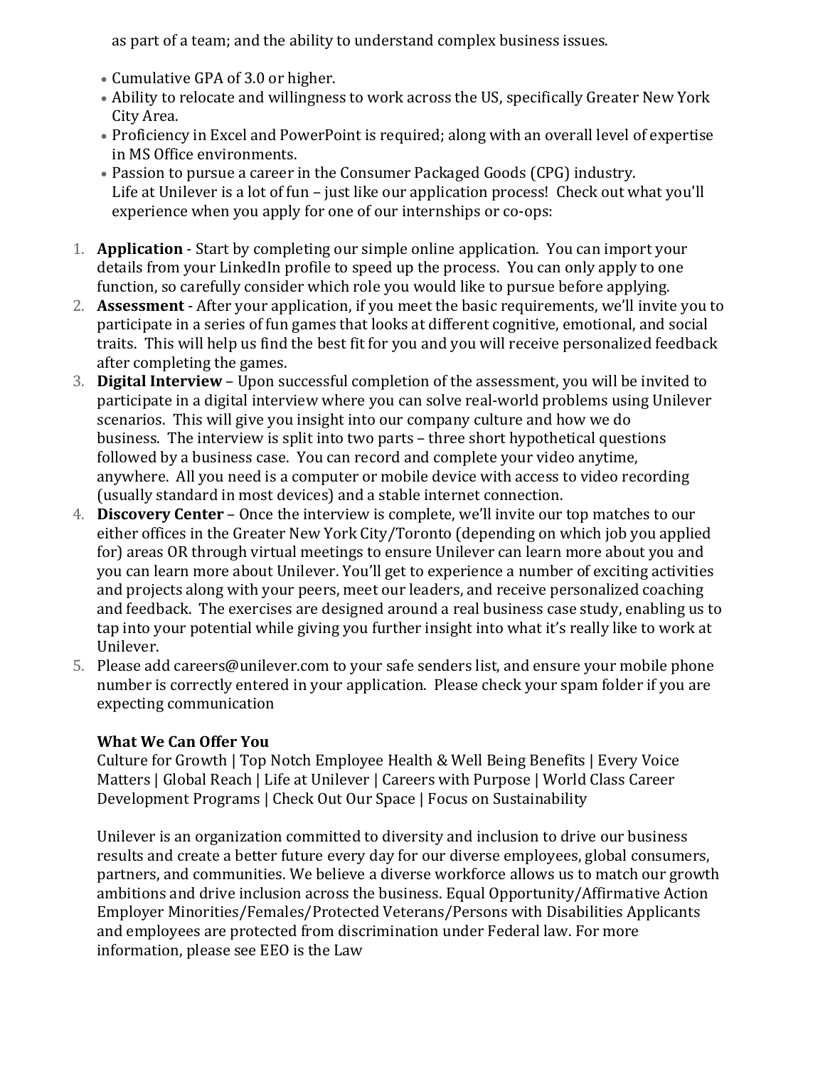as part of a team; and the ability to understand complex business issues.

- Cumulative GPA of 3.0 or higher.
- Ability to relocate and willingness to work across the US, specifically Greater New York City Area.
- Proficiency in Excel and PowerPoint is required; along with an overall level of expertise in MS Office environments.
- Passion to pursue a career in the Consumer Packaged Goods (CPG) industry.
  Life at Unilever is a lot of fun – just like our application process!  Check out what you'll experience when you apply for one of our internships or co-ops:

1. **Application** - Start by completing our simple online application.  You can import your details from your LinkedIn profile to speed up the process.  You can only apply to one function, so carefully consider which role you would like to pursue before applying.
2. **Assessment** - After your application, if you meet the basic requirements, we'll invite you to participate in a series of fun games that looks at different cognitive, emotional, and social traits.  This will help us find the best fit for you and you will receive personalized feedback after completing the games.
3. **Digital Interview** – Upon successful completion of the assessment, you will be invited to participate in a digital interview where you can solve real-world problems using Unilever scenarios.  This will give you insight into our company culture and how we do business.  The interview is split into two parts – three short hypothetical questions followed by a business case.  You can record and complete your video anytime, anywhere.  All you need is a computer or mobile device with access to video recording (usually standard in most devices) and a stable internet connection.
4. **Discovery Center** – Once the interview is complete, we'll invite our top matches to our either offices in the Greater New York City/Toronto (depending on which job you applied for) areas OR through virtual meetings to ensure Unilever can learn more about you and you can learn more about Unilever. You'll get to experience a number of exciting activities and projects along with your peers, meet our leaders, and receive personalized coaching and feedback.  The exercises are designed around a real business case study, enabling us to tap into your potential while giving you further insight into what it's really like to work at Unilever.
5. Please add careers@unilever.com to your safe senders list, and ensure your mobile phone number is correctly entered in your application.  Please check your spam folder if you are expecting communication

**What We Can Offer You**
Culture for Growth | Top Notch Employee Health & Well Being Benefits | Every Voice Matters | Global Reach | Life at Unilever | Careers with Purpose | World Class Career Development Programs | Check Out Our Space | Focus on Sustainability

Unilever is an organization committed to diversity and inclusion to drive our business results and create a better future every day for our diverse employees, global consumers, partners, and communities. We believe a diverse workforce allows us to match our growth ambitions and drive inclusion across the business. Equal Opportunity/Affirmative Action Employer Minorities/Females/Protected Veterans/Persons with Disabilities Applicants and employees are protected from discrimination under Federal law. For more information, please see EEO is the Law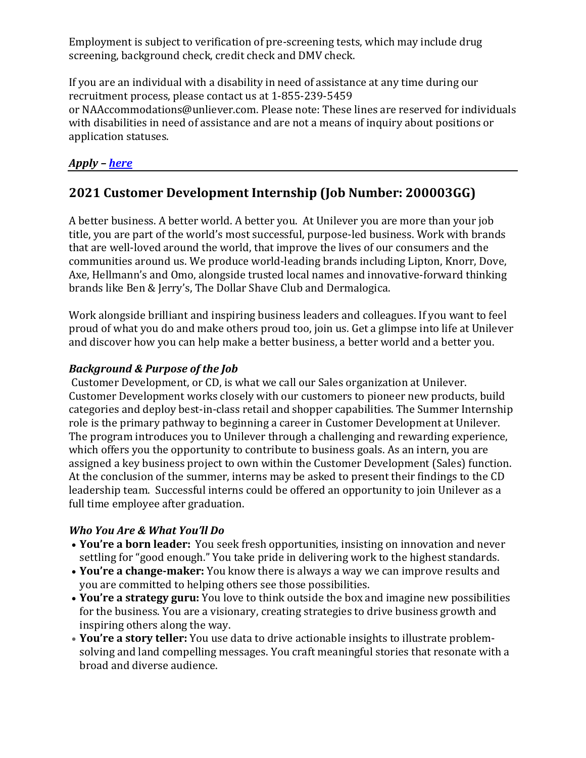Employment is subject to verification of pre-screening tests, which may include drug screening, background check, credit check and DMV check.

If you are an individual with a disability in need of assistance at any time during our recruitment process, please contact us at 1-855-239-5459 or NAAccommodations@unliever.com. Please note: These lines are reserved for individuals with disabilities in need of assistance and are not a means of inquiry about positions or application statuses.

***Apply – [here](#)***

## 2021 Customer Development Internship (Job Number: 200003GG)

A better business. A better world. A better you. At Unilever you are more than your job title, you are part of the world's most successful, purpose-led business. Work with brands that are well-loved around the world, that improve the lives of our consumers and the communities around us. We produce world-leading brands including Lipton, Knorr, Dove, Axe, Hellmann's and Omo, alongside trusted local names and innovative-forward thinking brands like Ben & Jerry's, The Dollar Shave Club and Dermalogica.

Work alongside brilliant and inspiring business leaders and colleagues. If you want to feel proud of what you do and make others proud too, join us. Get a glimpse into life at Unilever and discover how you can help make a better business, a better world and a better you.

### *Background & Purpose of the Job*

Customer Development, or CD, is what we call our Sales organization at Unilever. Customer Development works closely with our customers to pioneer new products, build categories and deploy best-in-class retail and shopper capabilities. The Summer Internship role is the primary pathway to beginning a career in Customer Development at Unilever. The program introduces you to Unilever through a challenging and rewarding experience, which offers you the opportunity to contribute to business goals. As an intern, you are assigned a key business project to own within the Customer Development (Sales) function. At the conclusion of the summer, interns may be asked to present their findings to the CD leadership team. Successful interns could be offered an opportunity to join Unilever as a full time employee after graduation.

### *Who You Are & What You'll Do*

- **You're a born leader:** You seek fresh opportunities, insisting on innovation and never settling for "good enough." You take pride in delivering work to the highest standards.
- **You're a change-maker:** You know there is always a way we can improve results and you are committed to helping others see those possibilities.
- **You're a strategy guru:** You love to think outside the box and imagine new possibilities for the business. You are a visionary, creating strategies to drive business growth and inspiring others along the way.
- **You're a story teller:** You use data to drive actionable insights to illustrate problem-solving and land compelling messages. You craft meaningful stories that resonate with a broad and diverse audience.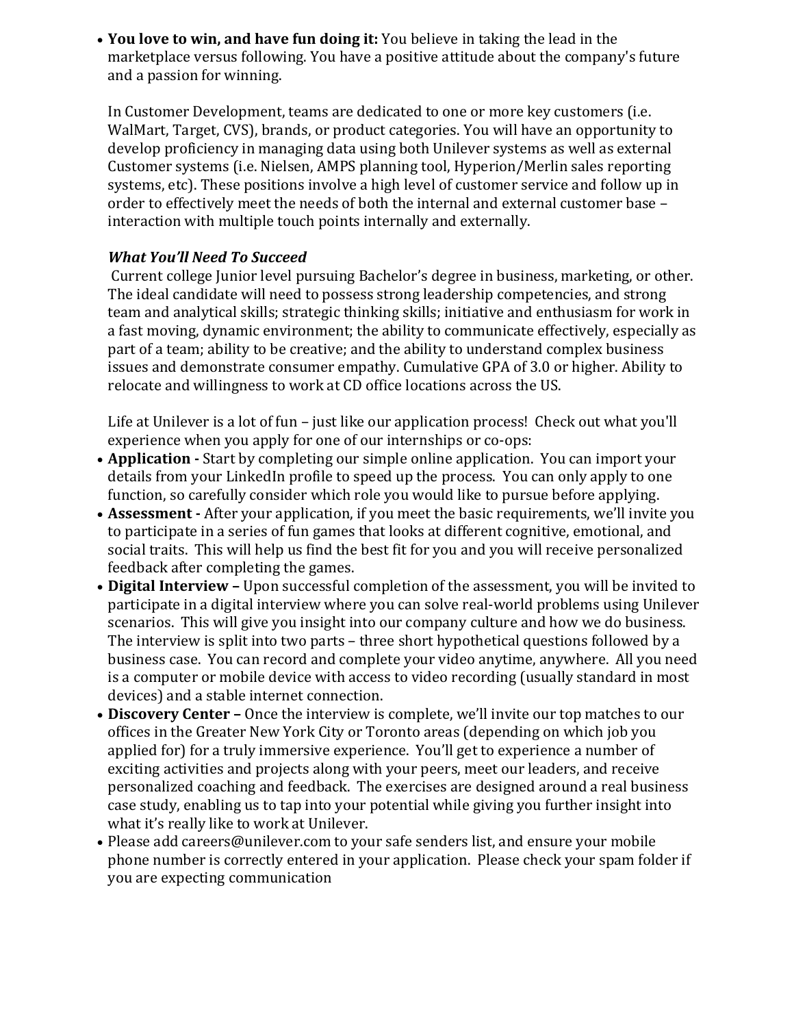- **You love to win, and have fun doing it:** You believe in taking the lead in the marketplace versus following. You have a positive attitude about the company's future and a passion for winning.

  In Customer Development, teams are dedicated to one or more key customers (i.e. WalMart, Target, CVS), brands, or product categories. You will have an opportunity to develop proficiency in managing data using both Unilever systems as well as external Customer systems (i.e. Nielsen, AMPS planning tool, Hyperion/Merlin sales reporting systems, etc). These positions involve a high level of customer service and follow up in order to effectively meet the needs of both the internal and external customer base – interaction with multiple touch points internally and externally.

  ***What You'll Need To Succeed***

  Current college Junior level pursuing Bachelor's degree in business, marketing, or other. The ideal candidate will need to possess strong leadership competencies, and strong team and analytical skills; strategic thinking skills; initiative and enthusiasm for work in a fast moving, dynamic environment; the ability to communicate effectively, especially as part of a team; ability to be creative; and the ability to understand complex business issues and demonstrate consumer empathy. Cumulative GPA of 3.0 or higher. Ability to relocate and willingness to work at CD office locations across the US.

  Life at Unilever is a lot of fun – just like our application process! Check out what you'll experience when you apply for one of our internships or co-ops:

- **Application -** Start by completing our simple online application. You can import your details from your LinkedIn profile to speed up the process. You can only apply to one function, so carefully consider which role you would like to pursue before applying.
- **Assessment -** After your application, if you meet the basic requirements, we'll invite you to participate in a series of fun games that looks at different cognitive, emotional, and social traits. This will help us find the best fit for you and you will receive personalized feedback after completing the games.
- **Digital Interview –** Upon successful completion of the assessment, you will be invited to participate in a digital interview where you can solve real-world problems using Unilever scenarios. This will give you insight into our company culture and how we do business. The interview is split into two parts – three short hypothetical questions followed by a business case. You can record and complete your video anytime, anywhere. All you need is a computer or mobile device with access to video recording (usually standard in most devices) and a stable internet connection.
- **Discovery Center –** Once the interview is complete, we'll invite our top matches to our offices in the Greater New York City or Toronto areas (depending on which job you applied for) for a truly immersive experience. You'll get to experience a number of exciting activities and projects along with your peers, meet our leaders, and receive personalized coaching and feedback. The exercises are designed around a real business case study, enabling us to tap into your potential while giving you further insight into what it's really like to work at Unilever.
- Please add careers@unilever.com to your safe senders list, and ensure your mobile phone number is correctly entered in your application. Please check your spam folder if you are expecting communication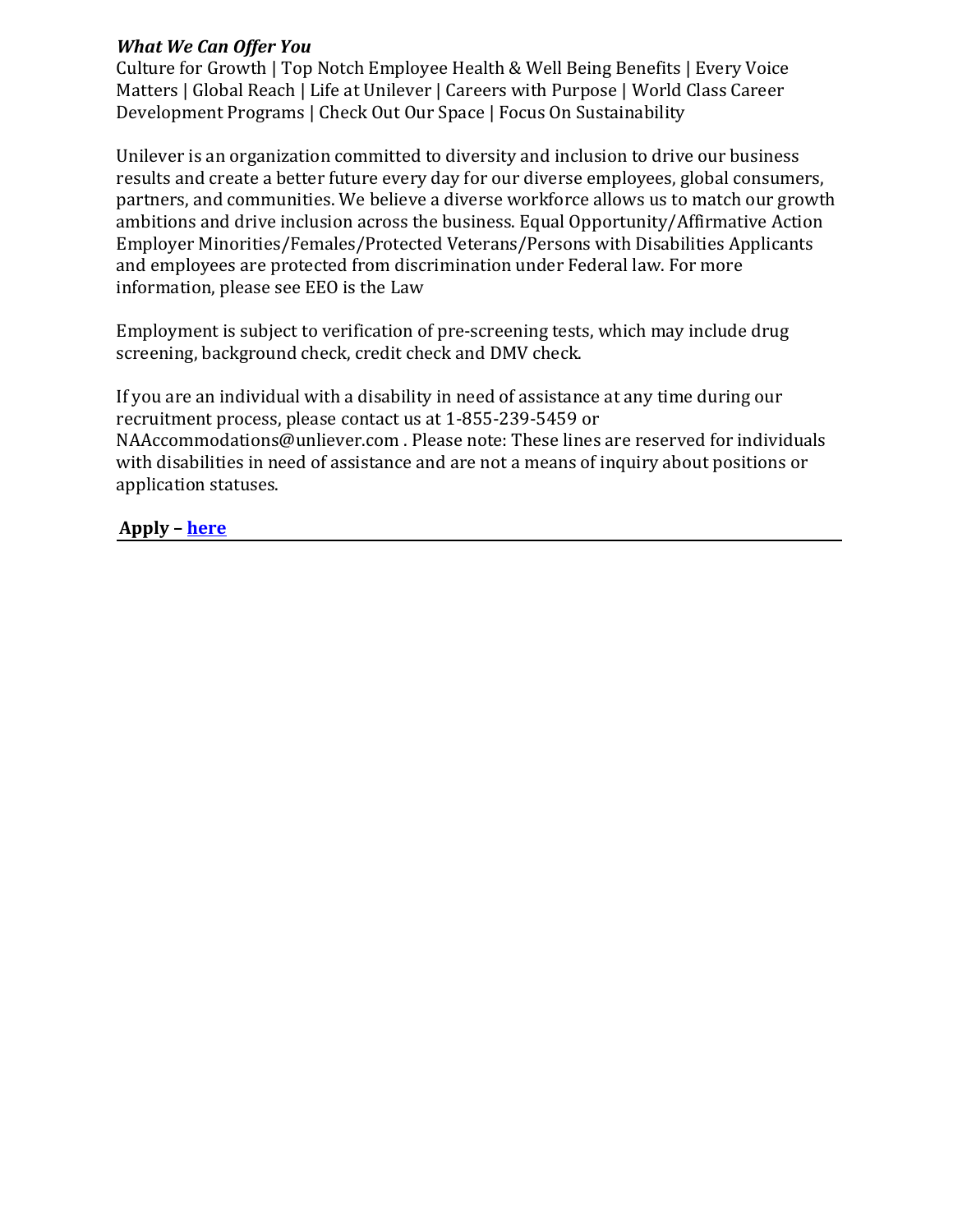***What We Can Offer You***
Culture for Growth | Top Notch Employee Health & Well Being Benefits | Every Voice Matters | Global Reach | Life at Unilever | Careers with Purpose | World Class Career Development Programs | Check Out Our Space | Focus On Sustainability

Unilever is an organization committed to diversity and inclusion to drive our business results and create a better future every day for our diverse employees, global consumers, partners, and communities. We believe a diverse workforce allows us to match our growth ambitions and drive inclusion across the business. Equal Opportunity/Affirmative Action Employer Minorities/Females/Protected Veterans/Persons with Disabilities Applicants and employees are protected from discrimination under Federal law. For more information, please see EEO is the Law

Employment is subject to verification of pre-screening tests, which may include drug screening, background check, credit check and DMV check.

If you are an individual with a disability in need of assistance at any time during our recruitment process, please contact us at 1-855-239-5459 or NAAccommodations@unliever.com . Please note: These lines are reserved for individuals with disabilities in need of assistance and are not a means of inquiry about positions or application statuses.

**Apply – here**